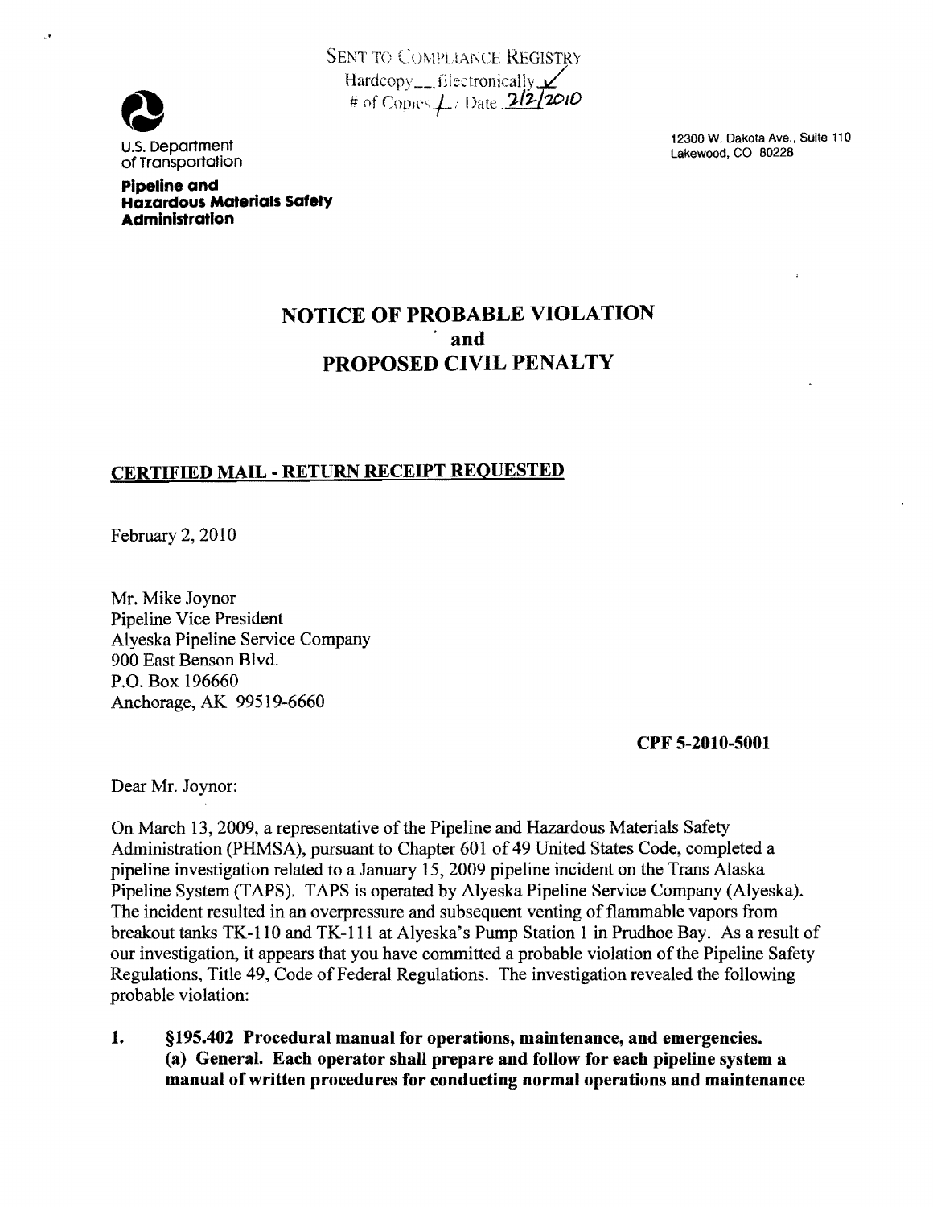SENT TO COMPLIANCE REGISTRY
Hardcopy___ Electronically ✓
# of Copies 1 / Date 2/2/2010

U.S. Department of Transportation

**Pipeline and Hazardous Materials Safety Administration**

12300 W. Dakota Ave., Suite 110
Lakewood, CO 80228

# NOTICE OF PROBABLE VIOLATION and PROPOSED CIVIL PENALTY

**CERTIFIED MAIL - RETURN RECEIPT REQUESTED**

February 2, 2010

Mr. Mike Joynor
Pipeline Vice President
Alyeska Pipeline Service Company
900 East Benson Blvd.
P.O. Box 196660
Anchorage, AK 99519-6660

**CPF 5-2010-5001**

Dear Mr. Joynor:

On March 13, 2009, a representative of the Pipeline and Hazardous Materials Safety Administration (PHMSA), pursuant to Chapter 601 of 49 United States Code, completed a pipeline investigation related to a January 15, 2009 pipeline incident on the Trans Alaska Pipeline System (TAPS). TAPS is operated by Alyeska Pipeline Service Company (Alyeska). The incident resulted in an overpressure and subsequent venting of flammable vapors from breakout tanks TK-110 and TK-111 at Alyeska's Pump Station 1 in Prudhoe Bay. As a result of our investigation, it appears that you have committed a probable violation of the Pipeline Safety Regulations, Title 49, Code of Federal Regulations. The investigation revealed the following probable violation:

1. **§195.402 Procedural manual for operations, maintenance, and emergencies. (a) General. Each operator shall prepare and follow for each pipeline system a manual of written procedures for conducting normal operations and maintenance**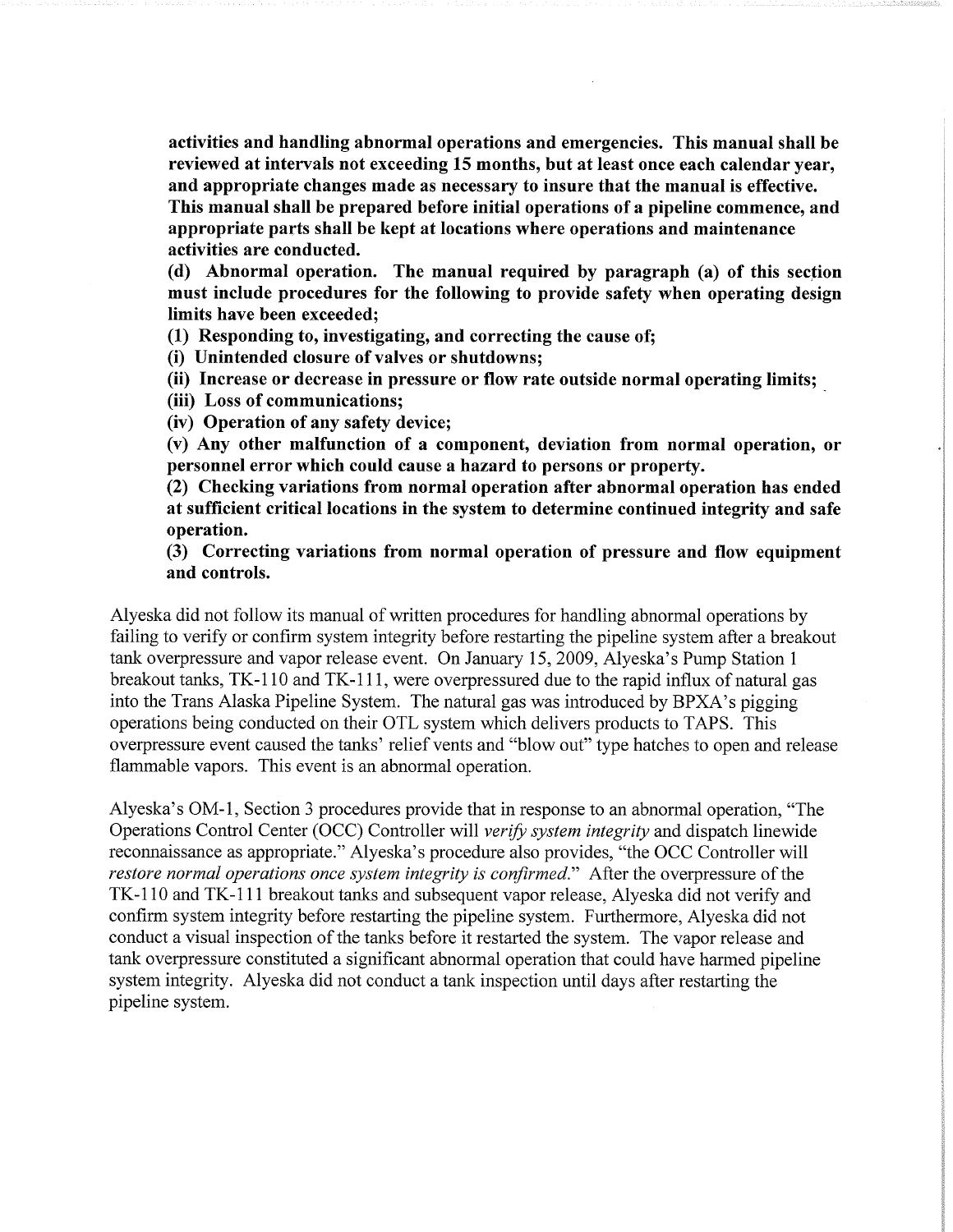**activities and handling abnormal operations and emergencies. This manual shall be reviewed at intervals not exceeding 15 months, but at least once each calendar year, and appropriate changes made as necessary to insure that the manual is effective. This manual shall be prepared before initial operations of a pipeline commence, and appropriate parts shall be kept at locations where operations and maintenance activities are conducted.**

**(d) Abnormal operation. The manual required by paragraph (a) of this section must include procedures for the following to provide safety when operating design limits have been exceeded;**

**(1) Responding to, investigating, and correcting the cause of;**

**(i) Unintended closure of valves or shutdowns;**

**(ii) Increase or decrease in pressure or flow rate outside normal operating limits;**

**(iii) Loss of communications;**

**(iv) Operation of any safety device;**

**(v) Any other malfunction of a component, deviation from normal operation, or personnel error which could cause a hazard to persons or property.**

**(2) Checking variations from normal operation after abnormal operation has ended at sufficient critical locations in the system to determine continued integrity and safe operation.**

**(3) Correcting variations from normal operation of pressure and flow equipment and controls.**

Alyeska did not follow its manual of written procedures for handling abnormal operations by failing to verify or confirm system integrity before restarting the pipeline system after a breakout tank overpressure and vapor release event. On January 15, 2009, Alyeska's Pump Station 1 breakout tanks, TK-110 and TK-111, were overpressured due to the rapid influx of natural gas into the Trans Alaska Pipeline System. The natural gas was introduced by BPXA's pigging operations being conducted on their OTL system which delivers products to TAPS. This overpressure event caused the tanks' relief vents and "blow out" type hatches to open and release flammable vapors. This event is an abnormal operation.

Alyeska's OM-1, Section 3 procedures provide that in response to an abnormal operation, "The Operations Control Center (OCC) Controller will *verify system integrity* and dispatch linewide reconnaissance as appropriate." Alyeska's procedure also provides, "the OCC Controller will *restore normal operations once system integrity is confirmed*." After the overpressure of the TK-110 and TK-111 breakout tanks and subsequent vapor release, Alyeska did not verify and confirm system integrity before restarting the pipeline system. Furthermore, Alyeska did not conduct a visual inspection of the tanks before it restarted the system. The vapor release and tank overpressure constituted a significant abnormal operation that could have harmed pipeline system integrity. Alyeska did not conduct a tank inspection until days after restarting the pipeline system.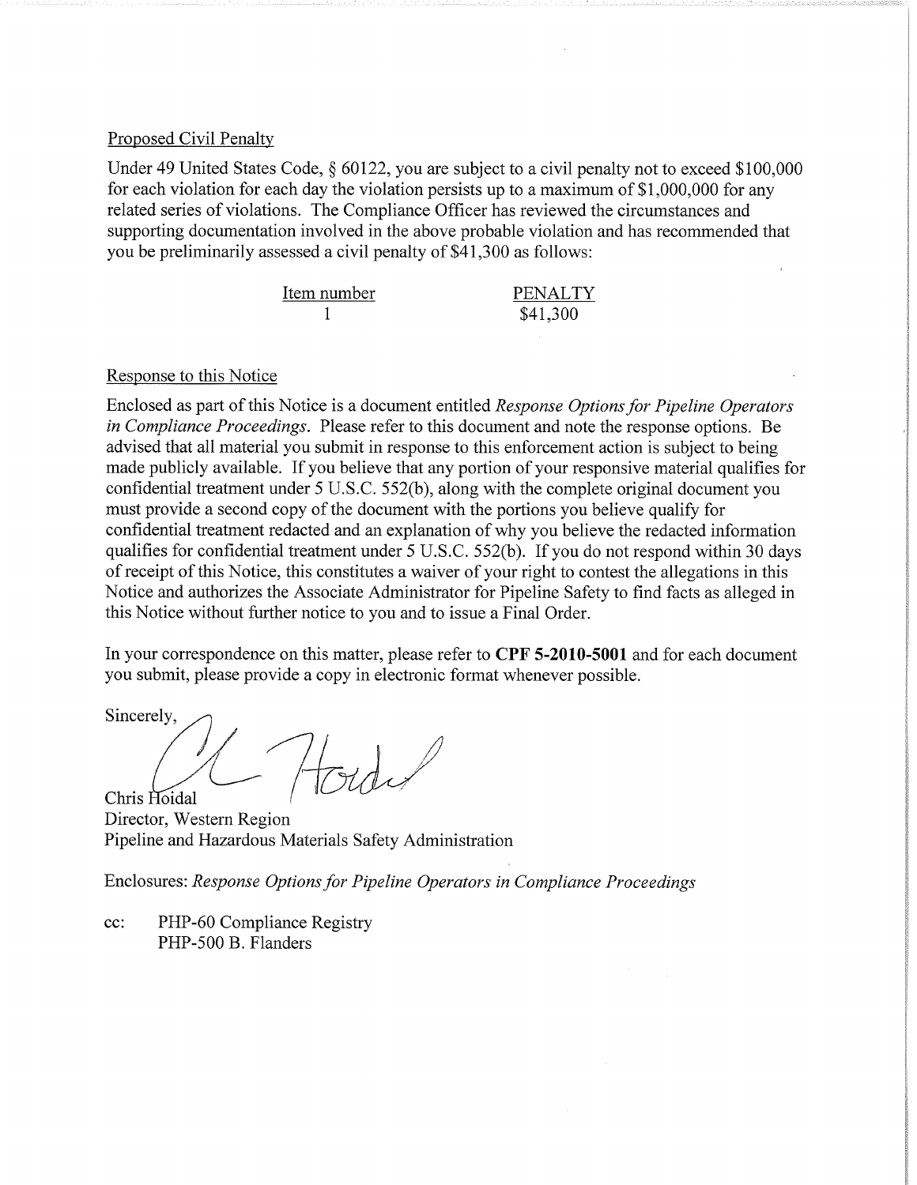Proposed Civil Penalty

Under 49 United States Code, § 60122, you are subject to a civil penalty not to exceed $100,000 for each violation for each day the violation persists up to a maximum of $1,000,000 for any related series of violations. The Compliance Officer has reviewed the circumstances and supporting documentation involved in the above probable violation and has recommended that you be preliminarily assessed a civil penalty of $41,300 as follows:

| Item number | PENALTY |
|---|---|
| 1 | $41,300 |

Response to this Notice

Enclosed as part of this Notice is a document entitled *Response Options for Pipeline Operators in Compliance Proceedings*. Please refer to this document and note the response options. Be advised that all material you submit in response to this enforcement action is subject to being made publicly available. If you believe that any portion of your responsive material qualifies for confidential treatment under 5 U.S.C. 552(b), along with the complete original document you must provide a second copy of the document with the portions you believe qualify for confidential treatment redacted and an explanation of why you believe the redacted information qualifies for confidential treatment under 5 U.S.C. 552(b). If you do not respond within 30 days of receipt of this Notice, this constitutes a waiver of your right to contest the allegations in this Notice and authorizes the Associate Administrator for Pipeline Safety to find facts as alleged in this Notice without further notice to you and to issue a Final Order.

In your correspondence on this matter, please refer to **CPF 5-2010-5001** and for each document you submit, please provide a copy in electronic format whenever possible.

Sincerely,

Chris Hoidal
Director, Western Region
Pipeline and Hazardous Materials Safety Administration

Enclosures: *Response Options for Pipeline Operators in Compliance Proceedings*

cc: PHP-60 Compliance Registry
PHP-500 B. Flanders